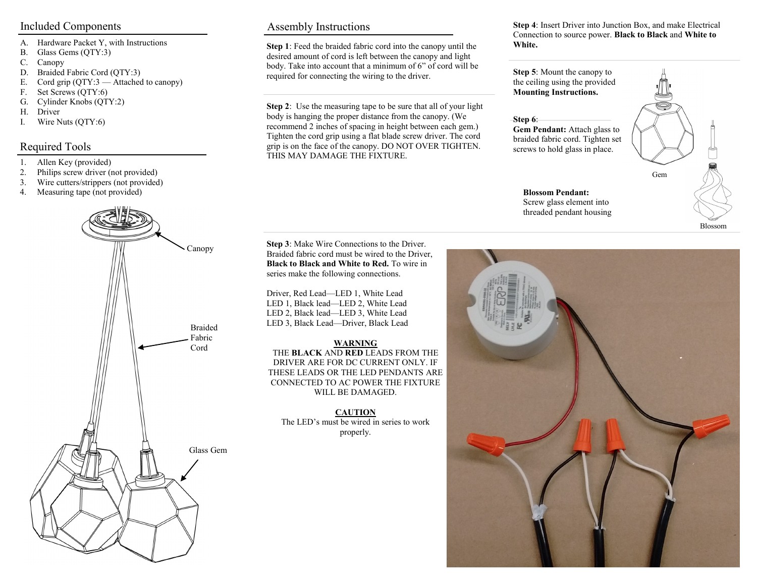## Included Components

A. Hardware Packet Y, with Instructions
B. Glass Gems (QTY:3)
C. Canopy
D. Braided Fabric Cord (QTY:3)
E. Cord grip (QTY:3 — Attached to canopy)
F. Set Screws (QTY:6)
G. Cylinder Knobs (QTY:2)
H. Driver
I. Wire Nuts (QTY:6)

## Required Tools

1. Allen Key (provided)
2. Philips screw driver (not provided)
3. Wire cutters/strippers (not provided)
4. Measuring tape (not provided)

Canopy

Braided Fabric Cord

Glass Gem

## Assembly Instructions

**Step 1**: Feed the braided fabric cord into the canopy until the desired amount of cord is left between the canopy and light body. Take into account that a minimum of 6" of cord will be required for connecting the wiring to the driver.

**Step 2**: Use the measuring tape to be sure that all of your light body is hanging the proper distance from the canopy. (We recommend 2 inches of spacing in height between each gem.) Tighten the cord grip using a flat blade screw driver. The cord grip is on the face of the canopy. DO NOT OVER TIGHTEN. THIS MAY DAMAGE THE FIXTURE.

**Step 3**: Make Wire Connections to the Driver. Braided fabric cord must be wired to the Driver, **Black to Black and White to Red.** To wire in series make the following connections.

Driver, Red Lead—LED 1, White Lead
LED 1, Black lead—LED 2, White Lead
LED 2, Black lead—LED 3, White Lead
LED 3, Black Lead—Driver, Black Lead

**WARNING**

THE **BLACK** AND **RED** LEADS FROM THE DRIVER ARE FOR DC CURRENT ONLY. IF THESE LEADS OR THE LED PENDANTS ARE CONNECTED TO AC POWER THE FIXTURE WILL BE DAMAGED.

**CAUTION**

The LED's must be wired in series to work properly.

**Step 4**: Insert Driver into Junction Box, and make Electrical Connection to source power. **Black to Black** and **White to White.**

**Step 5**: Mount the canopy to the ceiling using the provided **Mounting Instructions.**

**Step 6**:
**Gem Pendant:** Attach glass to braided fabric cord. Tighten set screws to hold glass in place.

Gem

**Blossom Pendant:**
Screw glass element into threaded pendant housing

Blossom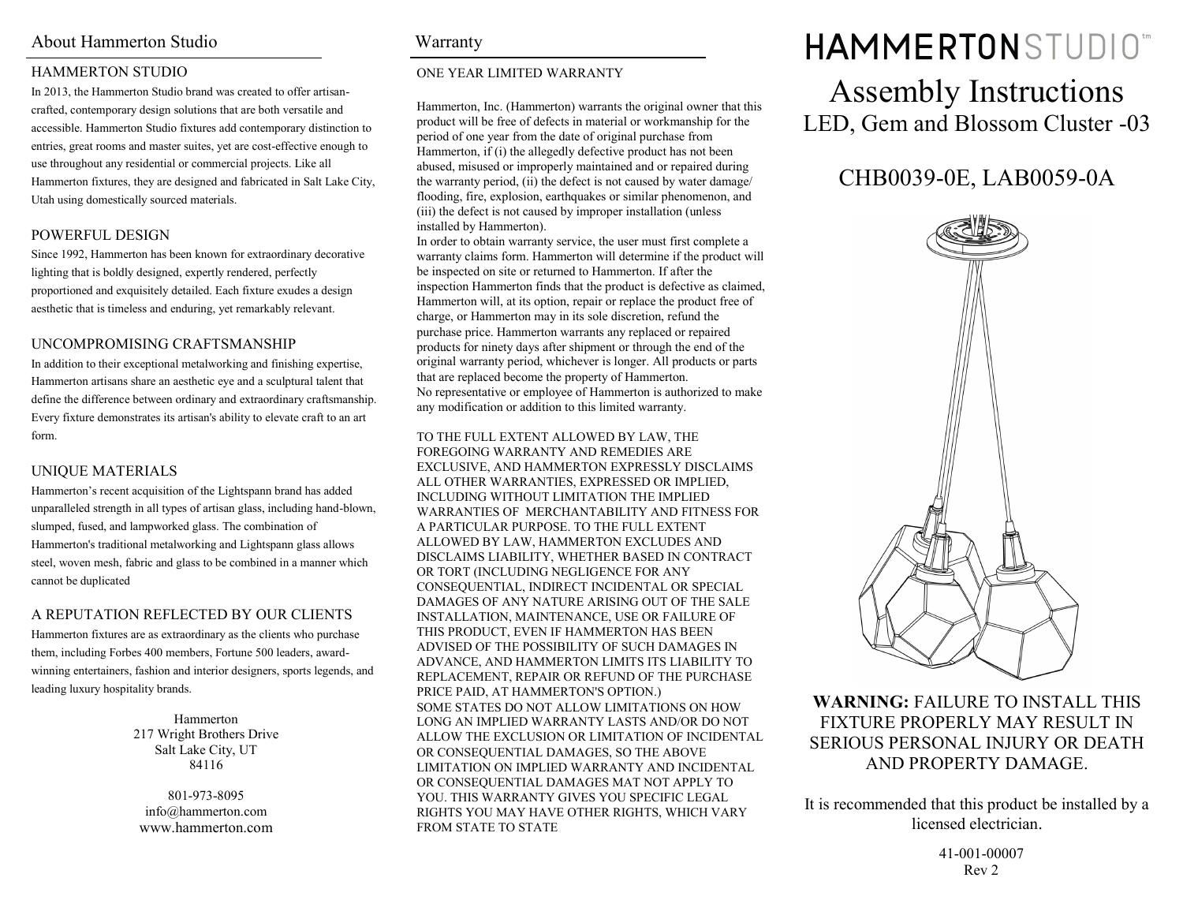## About Hammerton Studio

### HAMMERTON STUDIO

In 2013, the Hammerton Studio brand was created to offer artisan-crafted, contemporary design solutions that are both versatile and accessible. Hammerton Studio fixtures add contemporary distinction to entries, great rooms and master suites, yet are cost-effective enough to use throughout any residential or commercial projects. Like all Hammerton fixtures, they are designed and fabricated in Salt Lake City, Utah using domestically sourced materials.

### POWERFUL DESIGN

Since 1992, Hammerton has been known for extraordinary decorative lighting that is boldly designed, expertly rendered, perfectly proportioned and exquisitely detailed. Each fixture exudes a design aesthetic that is timeless and enduring, yet remarkably relevant.

### UNCOMPROMISING CRAFTSMANSHIP

In addition to their exceptional metalworking and finishing expertise, Hammerton artisans share an aesthetic eye and a sculptural talent that define the difference between ordinary and extraordinary craftsmanship. Every fixture demonstrates its artisan's ability to elevate craft to an art form.

### UNIQUE MATERIALS

Hammerton's recent acquisition of the Lightspann brand has added unparalleled strength in all types of artisan glass, including hand-blown, slumped, fused, and lampworked glass. The combination of Hammerton's traditional metalworking and Lightspann glass allows steel, woven mesh, fabric and glass to be combined in a manner which cannot be duplicated

### A REPUTATION REFLECTED BY OUR CLIENTS

Hammerton fixtures are as extraordinary as the clients who purchase them, including Forbes 400 members, Fortune 500 leaders, award-winning entertainers, fashion and interior designers, sports legends, and leading luxury hospitality brands.

Hammerton
217 Wright Brothers Drive
Salt Lake City, UT
84116

801-973-8095
info@hammerton.com
www.hammerton.com

## Warranty

ONE YEAR LIMITED WARRANTY

Hammerton, Inc. (Hammerton) warrants the original owner that this product will be free of defects in material or workmanship for the period of one year from the date of original purchase from Hammerton, if (i) the allegedly defective product has not been abused, misused or improperly maintained and or repaired during the warranty period, (ii) the defect is not caused by water damage/ flooding, fire, explosion, earthquakes or similar phenomenon, and (iii) the defect is not caused by improper installation (unless installed by Hammerton).
In order to obtain warranty service, the user must first complete a warranty claims form. Hammerton will determine if the product will be inspected on site or returned to Hammerton. If after the inspection Hammerton finds that the product is defective as claimed, Hammerton will, at its option, repair or replace the product free of charge, or Hammerton may in its sole discretion, refund the purchase price. Hammerton warrants any replaced or repaired products for ninety days after shipment or through the end of the original warranty period, whichever is longer. All products or parts that are replaced become the property of Hammerton.
No representative or employee of Hammerton is authorized to make any modification or addition to this limited warranty.

TO THE FULL EXTENT ALLOWED BY LAW, THE FOREGOING WARRANTY AND REMEDIES ARE EXCLUSIVE, AND HAMMERTON EXPRESSLY DISCLAIMS ALL OTHER WARRANTIES, EXPRESSED OR IMPLIED, INCLUDING WITHOUT LIMITATION THE IMPLIED WARRANTIES OF MERCHANTABILITY AND FITNESS FOR A PARTICULAR PURPOSE. TO THE FULL EXTENT ALLOWED BY LAW, HAMMERTON EXCLUDES AND DISCLAIMS LIABILITY, WHETHER BASED IN CONTRACT OR TORT (INCLUDING NEGLIGENCE FOR ANY CONSEQUENTIAL, INDIRECT INCIDENTAL OR SPECIAL DAMAGES OF ANY NATURE ARISING OUT OF THE SALE INSTALLATION, MAINTENANCE, USE OR FAILURE OF THIS PRODUCT, EVEN IF HAMMERTON HAS BEEN ADVISED OF THE POSSIBILITY OF SUCH DAMAGES IN ADVANCE, AND HAMMERTON LIMITS ITS LIABILITY TO REPLACEMENT, REPAIR OR REFUND OF THE PURCHASE PRICE PAID, AT HAMMERTON'S OPTION.)
SOME STATES DO NOT ALLOW LIMITATIONS ON HOW LONG AN IMPLIED WARRANTY LASTS AND/OR DO NOT ALLOW THE EXCLUSION OR LIMITATION OF INCIDENTAL OR CONSEQUENTIAL DAMAGES, SO THE ABOVE LIMITATION ON IMPLIED WARRANTY AND INCIDENTAL OR CONSEQUENTIAL DAMAGES MAT NOT APPLY TO YOU. THIS WARRANTY GIVES YOU SPECIFIC LEGAL RIGHTS YOU MAY HAVE OTHER RIGHTS, WHICH VARY FROM STATE TO STATE

# HAMMERTON STUDIO™

# Assembly Instructions

## LED, Gem and Blossom Cluster -03

## CHB0039-0E, LAB0059-0A

**WARNING:** FAILURE TO INSTALL THIS FIXTURE PROPERLY MAY RESULT IN SERIOUS PERSONAL INJURY OR DEATH AND PROPERTY DAMAGE.

It is recommended that this product be installed by a licensed electrician.

41-001-00007
Rev 2